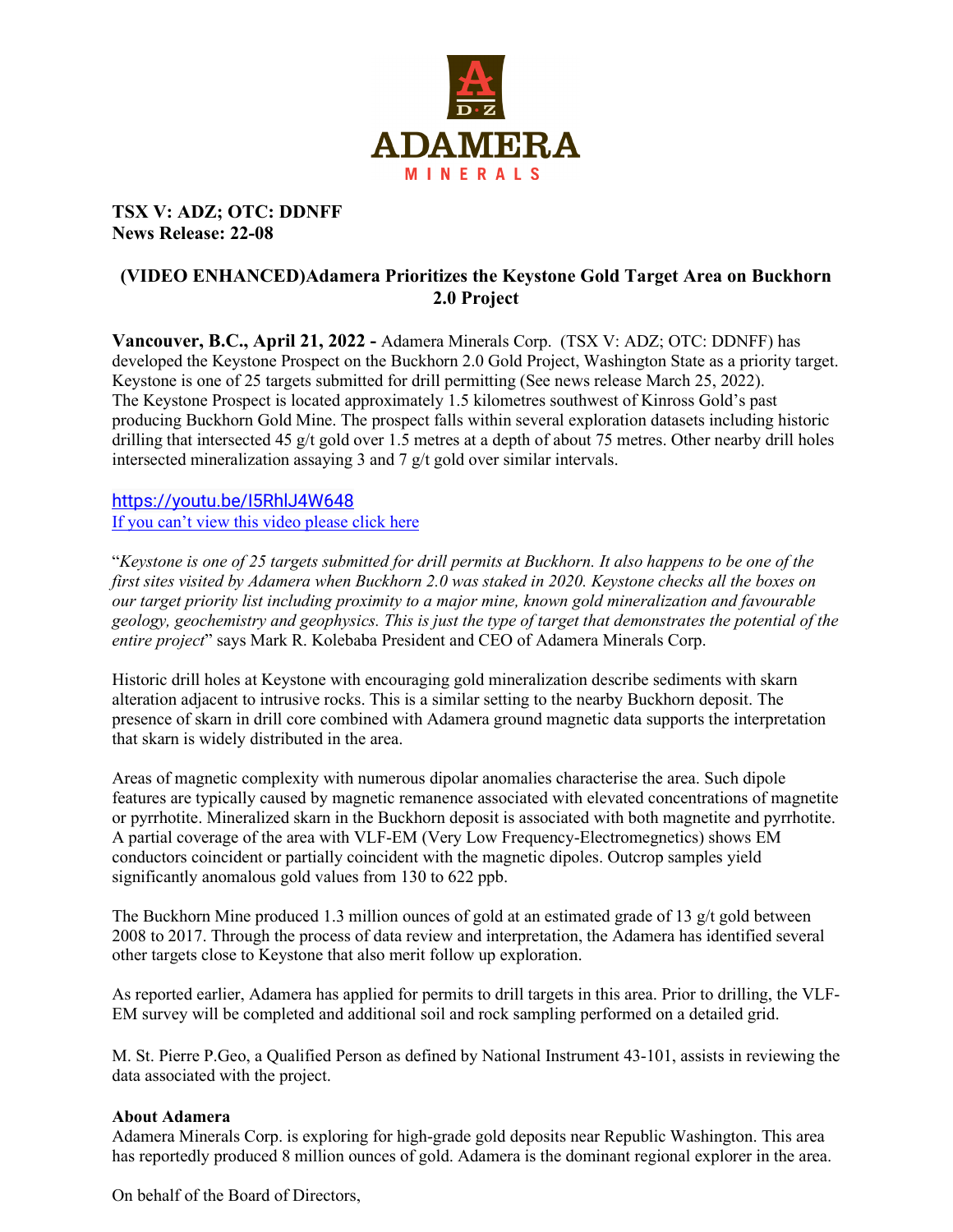**TSX V: ADZ; OTC: DDNFF**
**News Release: 22-08**

## (VIDEO ENHANCED)Adamera Prioritizes the Keystone Gold Target Area on Buckhorn 2.0 Project

**Vancouver, B.C., April 21, 2022 -** Adamera Minerals Corp. (TSX V: ADZ; OTC: DDNFF) has developed the Keystone Prospect on the Buckhorn 2.0 Gold Project, Washington State as a priority target. Keystone is one of 25 targets submitted for drill permitting (See news release March 25, 2022). The Keystone Prospect is located approximately 1.5 kilometres southwest of Kinross Gold's past producing Buckhorn Gold Mine. The prospect falls within several exploration datasets including historic drilling that intersected 45 g/t gold over 1.5 metres at a depth of about 75 metres. Other nearby drill holes intersected mineralization assaying 3 and 7 g/t gold over similar intervals.

https://youtu.be/I5RhlJ4W648
If you can't view this video please click here

"*Keystone is one of 25 targets submitted for drill permits at Buckhorn. It also happens to be one of the first sites visited by Adamera when Buckhorn 2.0 was staked in 2020. Keystone checks all the boxes on our target priority list including proximity to a major mine, known gold mineralization and favourable geology, geochemistry and geophysics. This is just the type of target that demonstrates the potential of the entire project*" says Mark R. Kolebaba President and CEO of Adamera Minerals Corp.

Historic drill holes at Keystone with encouraging gold mineralization describe sediments with skarn alteration adjacent to intrusive rocks. This is a similar setting to the nearby Buckhorn deposit. The presence of skarn in drill core combined with Adamera ground magnetic data supports the interpretation that skarn is widely distributed in the area.

Areas of magnetic complexity with numerous dipolar anomalies characterise the area. Such dipole features are typically caused by magnetic remanence associated with elevated concentrations of magnetite or pyrrhotite. Mineralized skarn in the Buckhorn deposit is associated with both magnetite and pyrrhotite. A partial coverage of the area with VLF-EM (Very Low Frequency-Electromegnetics) shows EM conductors coincident or partially coincident with the magnetic dipoles. Outcrop samples yield significantly anomalous gold values from 130 to 622 ppb.

The Buckhorn Mine produced 1.3 million ounces of gold at an estimated grade of 13 g/t gold between 2008 to 2017. Through the process of data review and interpretation, the Adamera has identified several other targets close to Keystone that also merit follow up exploration.

As reported earlier, Adamera has applied for permits to drill targets in this area. Prior to drilling, the VLF-EM survey will be completed and additional soil and rock sampling performed on a detailed grid.

M. St. Pierre P.Geo, a Qualified Person as defined by National Instrument 43-101, assists in reviewing the data associated with the project.

**About Adamera**
Adamera Minerals Corp. is exploring for high-grade gold deposits near Republic Washington. This area has reportedly produced 8 million ounces of gold. Adamera is the dominant regional explorer in the area.

On behalf of the Board of Directors,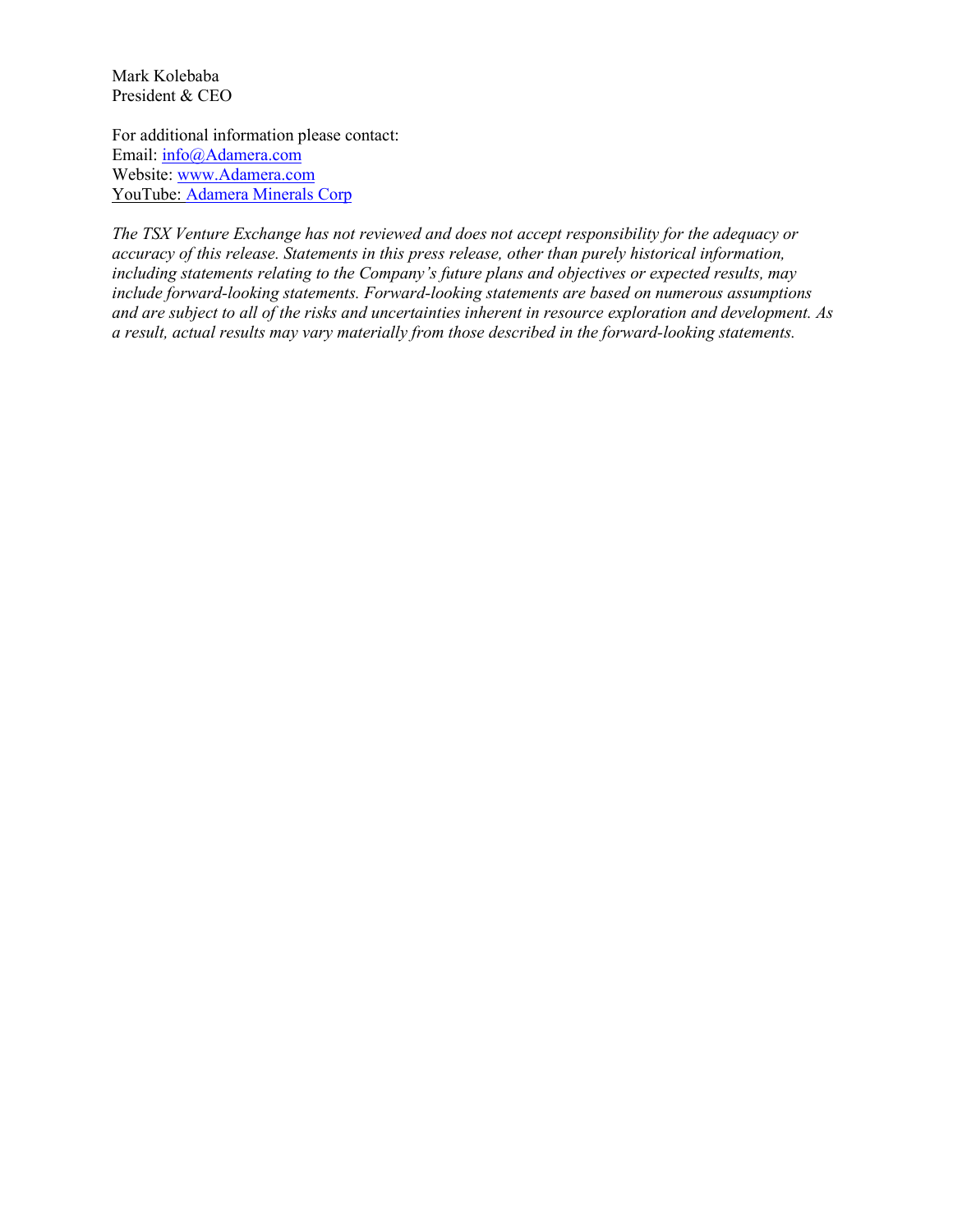Mark Kolebaba
President & CEO

For additional information please contact:
Email: info@Adamera.com
Website: www.Adamera.com
YouTube: Adamera Minerals Corp

*The TSX Venture Exchange has not reviewed and does not accept responsibility for the adequacy or accuracy of this release. Statements in this press release, other than purely historical information, including statements relating to the Company's future plans and objectives or expected results, may include forward-looking statements. Forward-looking statements are based on numerous assumptions and are subject to all of the risks and uncertainties inherent in resource exploration and development. As a result, actual results may vary materially from those described in the forward-looking statements.*